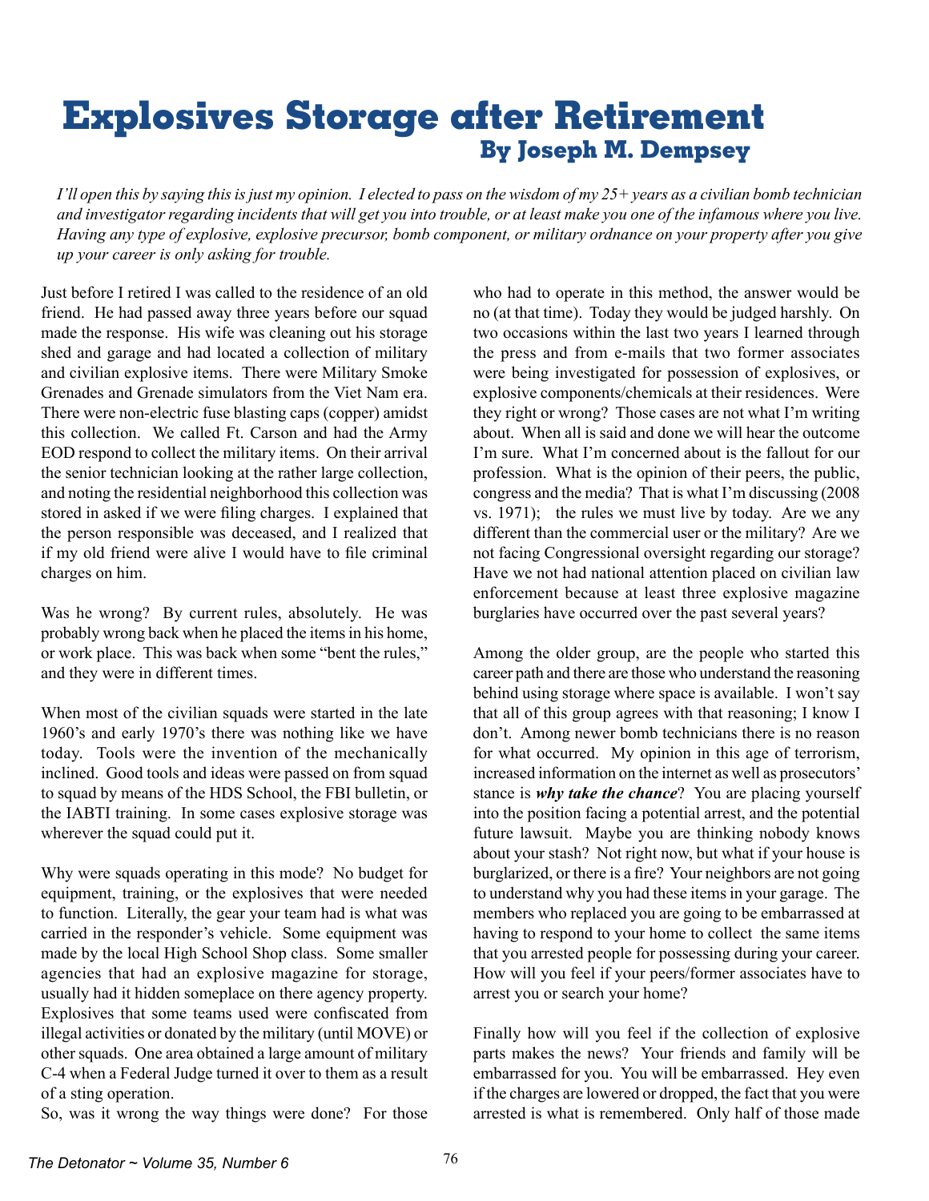# Explosives Storage after Retirement

## By Joseph M. Dempsey

*I'll open this by saying this is just my opinion. I elected to pass on the wisdom of my 25+ years as a civilian bomb technician and investigator regarding incidents that will get you into trouble, or at least make you one of the infamous where you live. Having any type of explosive, explosive precursor, bomb component, or military ordnance on your property after you give up your career is only asking for trouble.*

Just before I retired I was called to the residence of an old friend. He had passed away three years before our squad made the response. His wife was cleaning out his storage shed and garage and had located a collection of military and civilian explosive items. There were Military Smoke Grenades and Grenade simulators from the Viet Nam era. There were non-electric fuse blasting caps (copper) amidst this collection. We called Ft. Carson and had the Army EOD respond to collect the military items. On their arrival the senior technician looking at the rather large collection, and noting the residential neighborhood this collection was stored in asked if we were filing charges. I explained that the person responsible was deceased, and I realized that if my old friend were alive I would have to file criminal charges on him.

Was he wrong? By current rules, absolutely. He was probably wrong back when he placed the items in his home, or work place. This was back when some "bent the rules," and they were in different times.

When most of the civilian squads were started in the late 1960's and early 1970's there was nothing like we have today. Tools were the invention of the mechanically inclined. Good tools and ideas were passed on from squad to squad by means of the HDS School, the FBI bulletin, or the IABTI training. In some cases explosive storage was wherever the squad could put it.

Why were squads operating in this mode? No budget for equipment, training, or the explosives that were needed to function. Literally, the gear your team had is what was carried in the responder's vehicle. Some equipment was made by the local High School Shop class. Some smaller agencies that had an explosive magazine for storage, usually had it hidden someplace on there agency property. Explosives that some teams used were confiscated from illegal activities or donated by the military (until MOVE) or other squads. One area obtained a large amount of military C-4 when a Federal Judge turned it over to them as a result of a sting operation.

So, was it wrong the way things were done? For those who had to operate in this method, the answer would be no (at that time). Today they would be judged harshly. On two occasions within the last two years I learned through the press and from e-mails that two former associates were being investigated for possession of explosives, or explosive components/chemicals at their residences. Were they right or wrong? Those cases are not what I'm writing about. When all is said and done we will hear the outcome I'm sure. What I'm concerned about is the fallout for our profession. What is the opinion of their peers, the public, congress and the media? That is what I'm discussing (2008 vs. 1971); the rules we must live by today. Are we any different than the commercial user or the military? Are we not facing Congressional oversight regarding our storage? Have we not had national attention placed on civilian law enforcement because at least three explosive magazine burglaries have occurred over the past several years?

Among the older group, are the people who started this career path and there are those who understand the reasoning behind using storage where space is available. I won't say that all of this group agrees with that reasoning; I know I don't. Among newer bomb technicians there is no reason for what occurred. My opinion in this age of terrorism, increased information on the internet as well as prosecutors' stance is ***why take the chance***? You are placing yourself into the position facing a potential arrest, and the potential future lawsuit. Maybe you are thinking nobody knows about your stash? Not right now, but what if your house is burglarized, or there is a fire? Your neighbors are not going to understand why you had these items in your garage. The members who replaced you are going to be embarrassed at having to respond to your home to collect the same items that you arrested people for possessing during your career. How will you feel if your peers/former associates have to arrest you or search your home?

Finally how will you feel if the collection of explosive parts makes the news? Your friends and family will be embarrassed for you. You will be embarrassed. Hey even if the charges are lowered or dropped, the fact that you were arrested is what is remembered. Only half of those made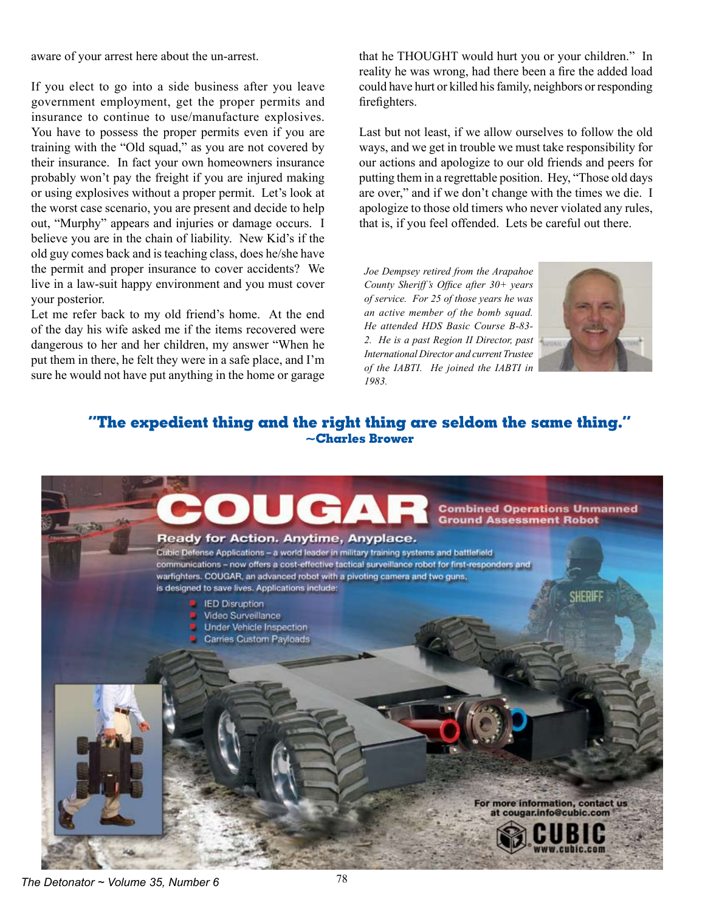aware of your arrest here about the un-arrest.

If you elect to go into a side business after you leave government employment, get the proper permits and insurance to continue to use/manufacture explosives. You have to possess the proper permits even if you are training with the "Old squad," as you are not covered by their insurance. In fact your own homeowners insurance probably won't pay the freight if you are injured making or using explosives without a proper permit. Let's look at the worst case scenario, you are present and decide to help out, "Murphy" appears and injuries or damage occurs. I believe you are in the chain of liability. New Kid's if the old guy comes back and is teaching class, does he/she have the permit and proper insurance to cover accidents? We live in a law-suit happy environment and you must cover your posterior.

Let me refer back to my old friend's home. At the end of the day his wife asked me if the items recovered were dangerous to her and her children, my answer "When he put them in there, he felt they were in a safe place, and I'm sure he would not have put anything in the home or garage that he THOUGHT would hurt you or your children." In reality he was wrong, had there been a fire the added load could have hurt or killed his family, neighbors or responding firefighters.

Last but not least, if we allow ourselves to follow the old ways, and we get in trouble we must take responsibility for our actions and apologize to our old friends and peers for putting them in a regrettable position. Hey, "Those old days are over," and if we don't change with the times we die. I apologize to those old timers who never violated any rules, that is, if you feel offended. Lets be careful out there.

*Joe Dempsey retired from the Arapahoe County Sheriff's Office after 30+ years of service. For 25 of those years he was an active member of the bomb squad. He attended HDS Basic Course B-83-2. He is a past Region II Director, past International Director and current Trustee of the IABTI. He joined the IABTI in 1983.*

**"The expedient thing and the right thing are seldom the same thing."**
**~Charles Brower**

# COUGAR

**Combined Operations Unmanned Ground Assessment Robot**

**Ready for Action. Anytime, Anyplace.**

Cubic Defense Applications – a world leader in military training systems and battlefield communications – now offers a cost-effective tactical surveillance robot for first-responders and warfighters. COUGAR, an advanced robot with a pivoting camera and two guns, is designed to save lives. Applications include:

- IED Disruption
- Video Surveillance
- Under Vehicle Inspection
- Carries Custom Payloads

For more information, contact us at cougar.info@cubic.com

CUBIC
www.cubic.com